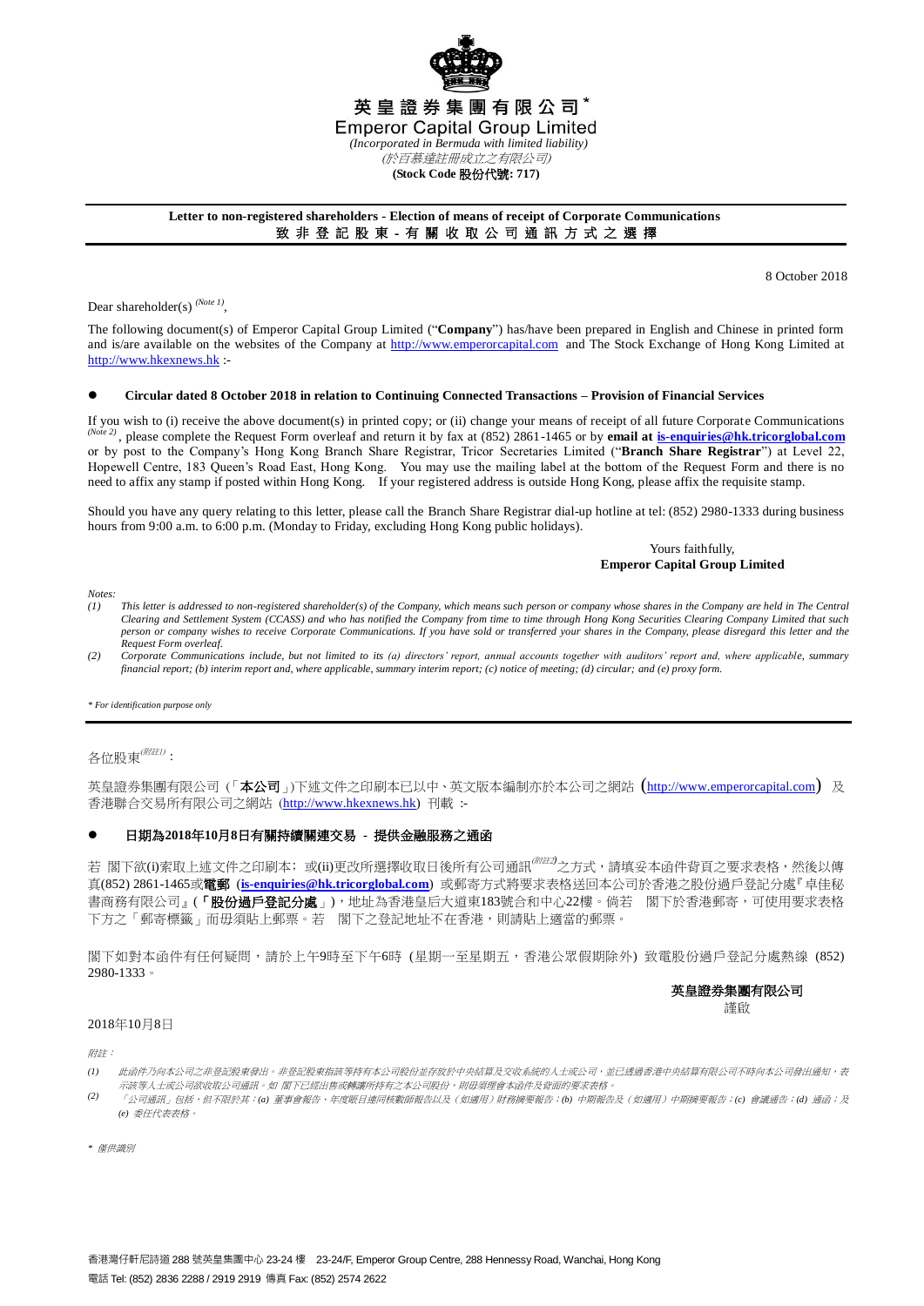# 英皇證券集團有限公司*

# Emperor Capital Group Limited

*(Incorporated in Bermuda with limited liability)*

*(於百慕達註冊成立之有限公司)*

**(Stock Code 股份代號: 717)**

---

**Letter to non-registered shareholders - Election of means of receipt of Corporate Communications**

**致非登記股東 - 有關收取公司通訊方式之選擇**

---

8 October 2018

Dear shareholder(s) *(Note 1)*,

The following document(s) of Emperor Capital Group Limited ("**Company**") has/have been prepared in English and Chinese in printed form and is/are available on the websites of the Company at http://www.emperorcapital.com and The Stock Exchange of Hong Kong Limited at http://www.hkexnews.hk :-

- **Circular dated 8 October 2018 in relation to Continuing Connected Transactions – Provision of Financial Services**

If you wish to (i) receive the above document(s) in printed copy; or (ii) change your means of receipt of all future Corporate Communications *(Note 2)*, please complete the Request Form overleaf and return it by fax at (852) 2861-1465 or by **email at is-enquiries@hk.tricorglobal.com** or by post to the Company's Hong Kong Branch Share Registrar, Tricor Secretaries Limited ("**Branch Share Registrar**") at Level 22, Hopewell Centre, 183 Queen's Road East, Hong Kong. You may use the mailing label at the bottom of the Request Form and there is no need to affix any stamp if posted within Hong Kong. If your registered address is outside Hong Kong, please affix the requisite stamp.

Should you have any query relating to this letter, please call the Branch Share Registrar dial-up hotline at tel: (852) 2980-1333 during business hours from 9:00 a.m. to 6:00 p.m. (Monday to Friday, excluding Hong Kong public holidays).

Yours faithfully,
**Emperor Capital Group Limited**

*Notes:*

*(1) This letter is addressed to non-registered shareholder(s) of the Company, which means such person or company whose shares in the Company are held in The Central Clearing and Settlement System (CCASS) and who has notified the Company from time to time through Hong Kong Securities Clearing Company Limited that such person or company wishes to receive Corporate Communications. If you have sold or transferred your shares in the Company, please disregard this letter and the Request Form overleaf.*

*(2) Corporate Communications include, but not limited to its (a) directors' report, annual accounts together with auditors' report and, where applicable, summary financial report; (b) interim report and, where applicable, summary interim report; (c) notice of meeting; (d) circular; and (e) proxy form.*

*\* For identification purpose only*

---

各位股東*(附註1)*：

英皇證券集團有限公司（「**本公司**」)下述文件之印刷本已以中、英文版本編制亦於本公司之網站 (http://www.emperorcapital.com) 及香港聯合交易所有限公司之網站 (http://www.hkexnews.hk) 刊載 :-

- **日期為2018年10月8日有關持續關連交易 - 提供金融服務之通函**

若 閣下欲(i)索取上述文件之印刷本；或(ii)更改所選擇收取日後所有公司通訊*(附註2)*之方式，請填妥本函件背頁之要求表格，然後以傳真(852) 2861-1465或**電郵** (**is-enquiries@hk.tricorglobal.com**) 或郵寄方式將要求表格送回本公司於香港之股份過戶登記分處『卓佳秘書商務有限公司』(「**股份過戶登記分處**」)，地址為香港皇后大道東183號合和中心22樓。倘若 閣下於香港郵寄，可使用要求表格下方之「郵寄標籤」而毋須貼上郵票。若 閣下之登記地址不在香港，則請貼上適當的郵票。

閣下如對本函件有任何疑問，請於上午9時至下午6時 (星期一至星期五，香港公眾假期除外) 致電股份過戶登記分處熱線 (852) 2980-1333。

**英皇證券集團有限公司**
謹啟

2018年10月8日

*附註：*

*(1) 此函件乃向本公司之非登記股東發出。非登記股東指該等持有本公司股份並存放於中央結算及交收系統的人士或公司，並已透過香港中央結算有限公司不時向本公司發出通知，表示該等人士或公司欲收取公司通訊。如 閣下已經出售或轉讓所持有之本公司股份，則毋須理會本函件及背面的要求表格。*

*(2) 「公司通訊」包括，但不限於其：(a) 董事會報告、年度賬目連同核數師報告以及（如適用）財務摘要報告；(b) 中期報告及（如適用）中期摘要報告；(c) 會議通告；(d) 通函；及 (e) 委任代表表格。*

*\* 僅供識別*

香港灣仔軒尼詩道 288 號英皇集團中心 23-24 樓 23-24/F, Emperor Group Centre, 288 Hennessy Road, Wanchai, Hong Kong
電話 Tel: (852) 2836 2288 / 2919 2919 傳真 Fax: (852) 2574 2622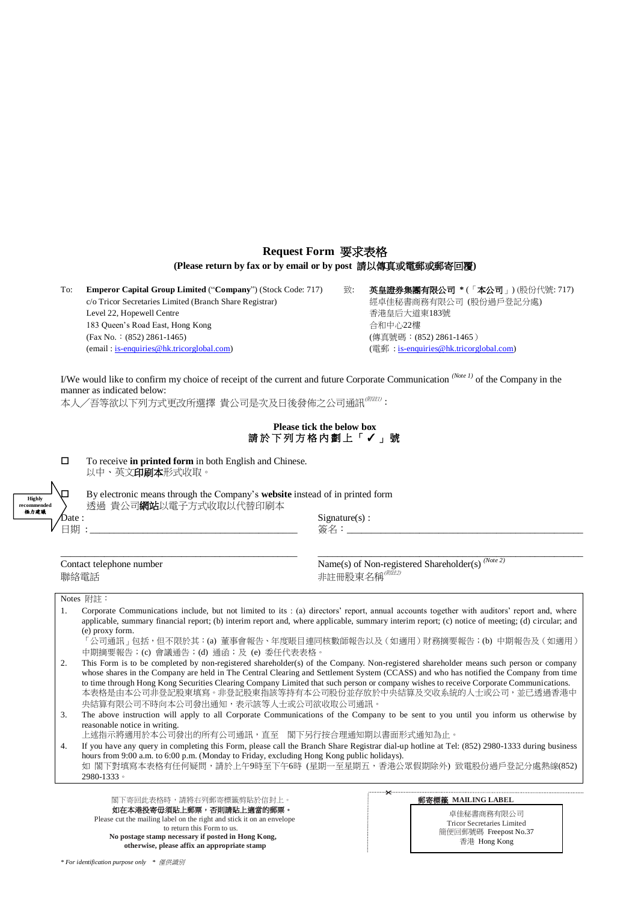# Request Form 要求表格

**(Please return by fax or by email or by post 請以傳真或電郵或郵寄回覆)**

To: **Emperor Capital Group Limited** ("**Company**") (Stock Code: 717)
c/o Tricor Secretaries Limited (Branch Share Registrar)
Level 22, Hopewell Centre
183 Queen's Road East, Hong Kong
(Fax No.：(852) 2861-1465)
(email : is-enquiries@hk.tricorglobal.com)

致: **英皇證券集團有限公司** *（「**本公司**」）(股份代號: 717)
經卓佳秘書商務有限公司 (股份過戶登記分處)
香港皇后大道東183號
合和中心22樓
(傳真號碼：(852) 2861-1465）
(電郵 ：is-enquiries@hk.tricorglobal.com)

I/We would like to confirm my choice of receipt of the current and future Corporate Communication (Note 1) of the Company in the manner as indicated below:
本人╱吾等欲以下列方式更改所選擇 貴公司是次及日後發佈之公司通訊(附註1)：

**Please tick the below box**
**請於下列方格內劃上「✓」號**

☐ To receive **in printed form** in both English and Chinese.
以中、英文**印刷本**形式收取。

Highly recommended 極力建議

☐ By electronic means through the Company's **website** instead of in printed form
透過 貴公司**網站**以電子方式收取以代替印刷本

Date :
日期：\_\_\_\_\_\_\_\_\_\_\_\_\_\_\_\_\_\_\_\_\_\_\_\_\_\_\_\_\_\_

Signature(s) :
簽名：\_\_\_\_\_\_\_\_\_\_\_\_\_\_\_\_\_\_\_\_\_\_\_\_\_\_\_\_\_\_

\_\_\_\_\_\_\_\_\_\_\_\_\_\_\_\_\_\_\_\_\_\_\_\_\_\_\_\_\_\_
Contact telephone number
聯絡電話

\_\_\_\_\_\_\_\_\_\_\_\_\_\_\_\_\_\_\_\_\_\_\_\_\_\_\_\_\_\_
Name(s) of Non-registered Shareholder(s) (Note 2)
非註冊股東名稱(附註2)

Notes 附註：

1. Corporate Communications include, but not limited to its : (a) directors' report, annual accounts together with auditors' report and, where applicable, summary financial report; (b) interim report and, where applicable, summary interim report; (c) notice of meeting; (d) circular; and (e) proxy form.
「公司通訊」包括，但不限於其：(a) 董事會報告、年度賬目連同核數師報告以及（如適用）財務摘要報告；(b) 中期報告及（如適用）中期摘要報告；(c) 會議通告；(d) 通函；及 (e) 委任代表表格。
2. This Form is to be completed by non-registered shareholder(s) of the Company. Non-registered shareholder means such person or company whose shares in the Company are held in The Central Clearing and Settlement System (CCASS) and who has notified the Company from time to time through Hong Kong Securities Clearing Company Limited that such person or company wishes to receive Corporate Communications.
本表格是由本公司非登記股東填寫。非登記股東指該等持有本公司股份並存放於中央結算及交收系統的人士或公司，並已透過香港中央結算有限公司不時向本公司發出通知，表示該等人士或公司欲收取公司通訊。
3. The above instruction will apply to all Corporate Communications of the Company to be sent to you until you inform us otherwise by reasonable notice in writing.
上述指示將適用於本公司發出的所有公司通訊，直至 閣下另行按合理通知期以書面形式通知為止。
4. If you have any query in completing this Form, please call the Branch Share Registrar dial-up hotline at Tel: (852) 2980-1333 during business hours from 9:00 a.m. to 6:00 p.m. (Monday to Friday, excluding Hong Kong public holidays).
如 閣下對填寫本表格有任何疑問，請於上午9時至下午6時 (星期一至星期五，香港公眾假期除外) 致電股份過戶登記分處熱線(852) 2980-1333。

閣下寄回此表格時，請將右列郵寄標籤剪貼於信封上。
**如在本港投寄毋須貼上郵票，否則請貼上適當的郵票。**
Please cut the mailing label on the right and stick it on an envelope to return this Form to us.
**No postage stamp necessary if posted in Hong Kong, otherwise, please affix an appropriate stamp**

**郵寄標籤 MAILING LABEL**

卓佳秘書商務有限公司
Tricor Secretaries Limited
簡便回郵號碼 Freepost No.37
香港 Hong Kong

*\* For identification purpose only \* 僅供識別*